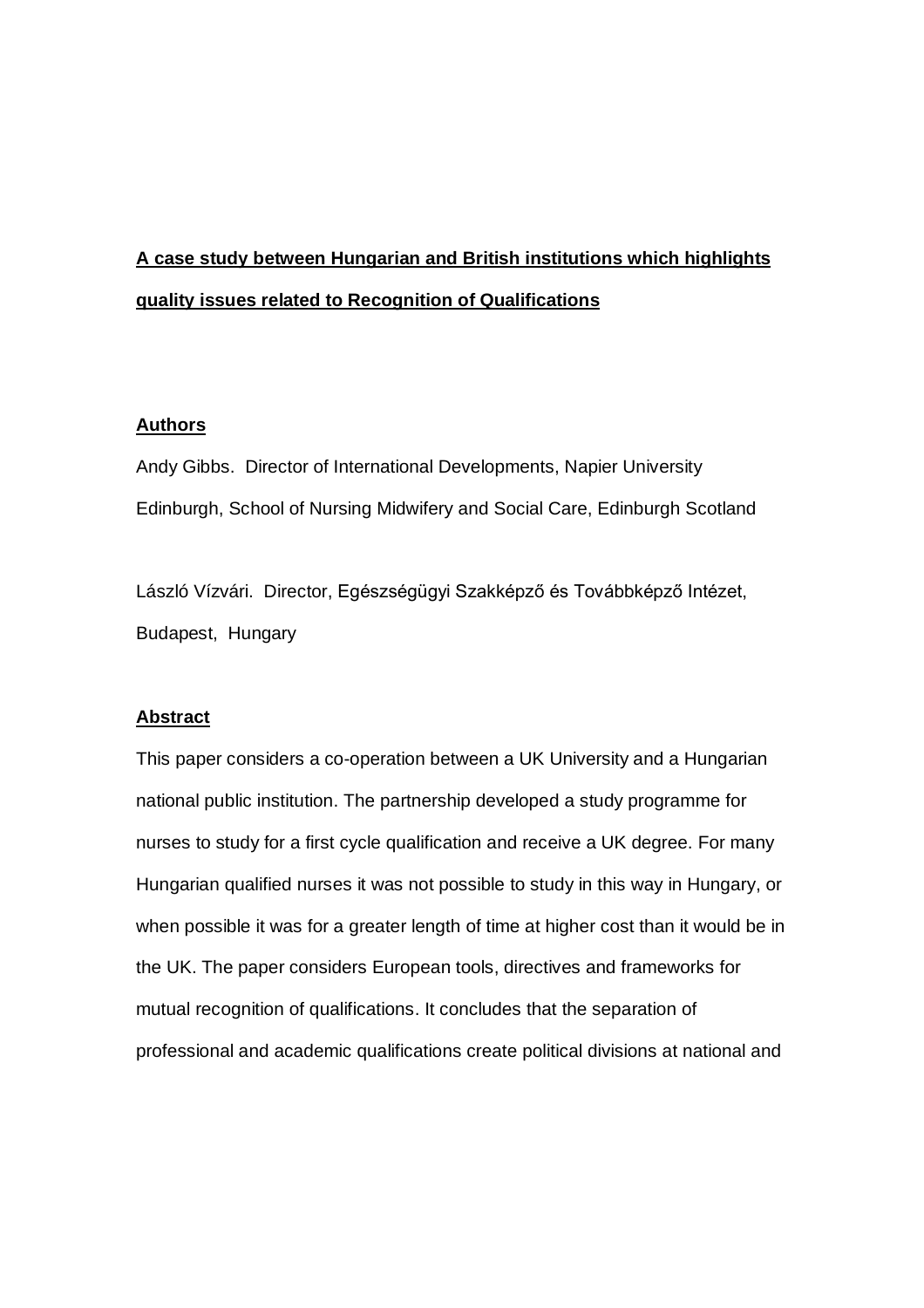# A case study between Hungarian and British institutions which highlights quality issues related to Recognition of Qualifications

## Authors

Andy Gibbs. Director of International Developments, Napier University Edinburgh, School of Nursing Midwifery and Social Care, Edinburgh Scotland

László Vízvári. Director, Egészségügyi Szakképző és Továbbképző Intézet, Budapest, Hungary

## Abstract

This paper considers a co-operation between a UK University and a Hungarian national public institution. The partnership developed a study programme for nurses to study for a first cycle qualification and receive a UK degree. For many Hungarian qualified nurses it was not possible to study in this way in Hungary, or when possible it was for a greater length of time at higher cost than it would be in the UK. The paper considers European tools, directives and frameworks for mutual recognition of qualifications. It concludes that the separation of professional and academic qualifications create political divisions at national and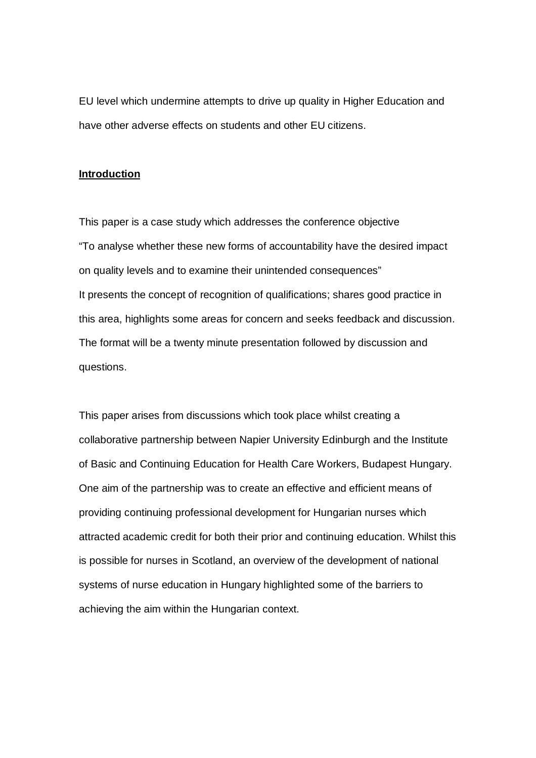EU level which undermine attempts to drive up quality in Higher Education and have other adverse effects on students and other EU citizens.

## Introduction

This paper is a case study which addresses the conference objective "To analyse whether these new forms of accountability have the desired impact on quality levels and to examine their unintended consequences"
It presents the concept of recognition of qualifications; shares good practice in this area, highlights some areas for concern and seeks feedback and discussion. The format will be a twenty minute presentation followed by discussion and questions.

This paper arises from discussions which took place whilst creating a collaborative partnership between Napier University Edinburgh and the Institute of Basic and Continuing Education for Health Care Workers, Budapest Hungary. One aim of the partnership was to create an effective and efficient means of providing continuing professional development for Hungarian nurses which attracted academic credit for both their prior and continuing education. Whilst this is possible for nurses in Scotland, an overview of the development of national systems of nurse education in Hungary highlighted some of the barriers to achieving the aim within the Hungarian context.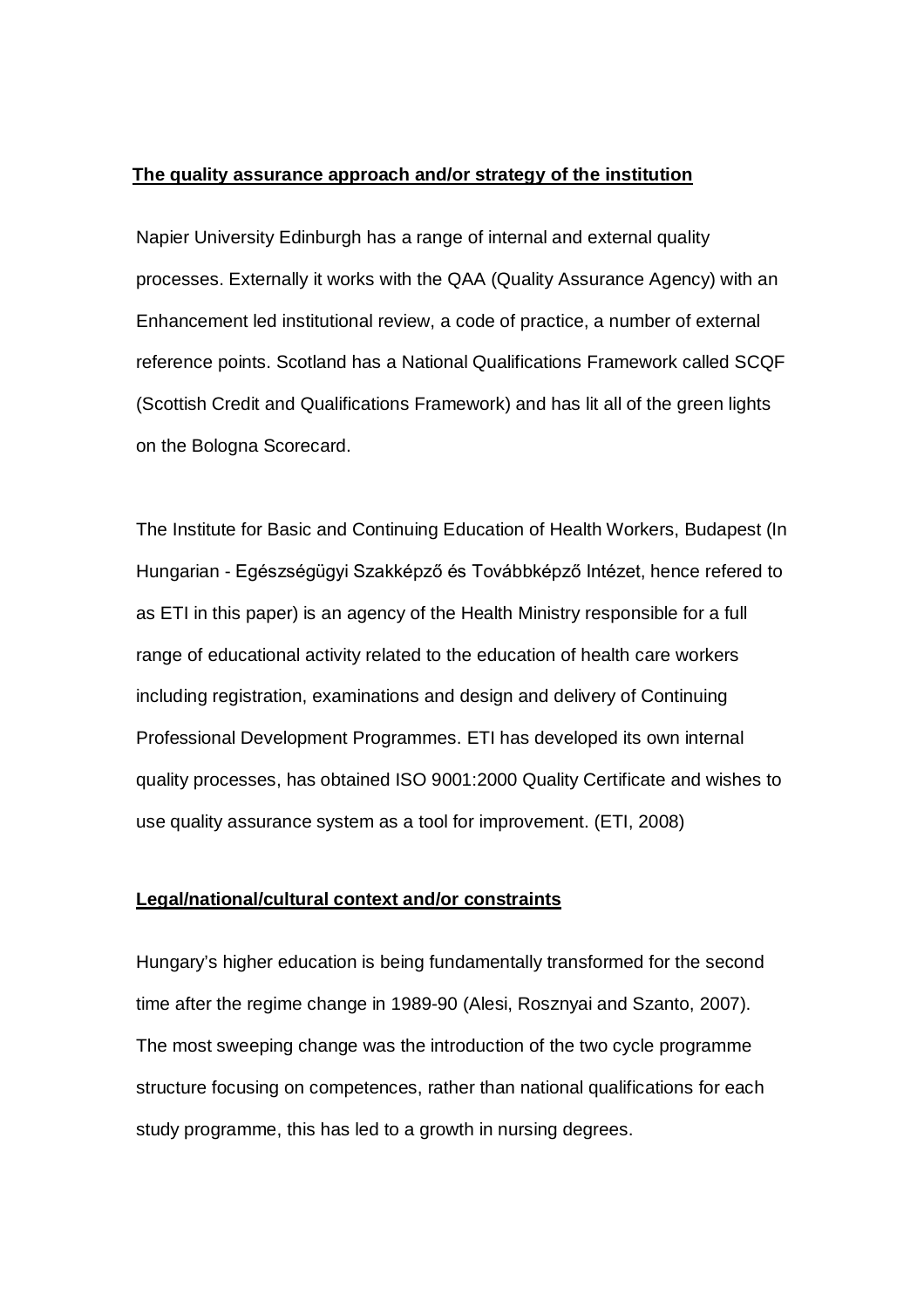**The quality assurance approach and/or strategy of the institution**

Napier University Edinburgh has a range of internal and external quality processes. Externally it works with the QAA (Quality Assurance Agency) with an Enhancement led institutional review, a code of practice, a number of external reference points. Scotland has a National Qualifications Framework called SCQF (Scottish Credit and Qualifications Framework) and has lit all of the green lights on the Bologna Scorecard.

The Institute for Basic and Continuing Education of Health Workers, Budapest (In Hungarian - Egészségügyi Szakképző és Továbbképző Intézet, hence refered to as ETI in this paper) is an agency of the Health Ministry responsible for a full range of educational activity related to the education of health care workers including registration, examinations and design and delivery of Continuing Professional Development Programmes. ETI has developed its own internal quality processes, has obtained ISO 9001:2000 Quality Certificate and wishes to use quality assurance system as a tool for improvement. (ETI, 2008)

**Legal/national/cultural context and/or constraints**

Hungary's higher education is being fundamentally transformed for the second time after the regime change in 1989-90 (Alesi, Rosznyai and Szanto, 2007). The most sweeping change was the introduction of the two cycle programme structure focusing on competences, rather than national qualifications for each study programme, this has led to a growth in nursing degrees.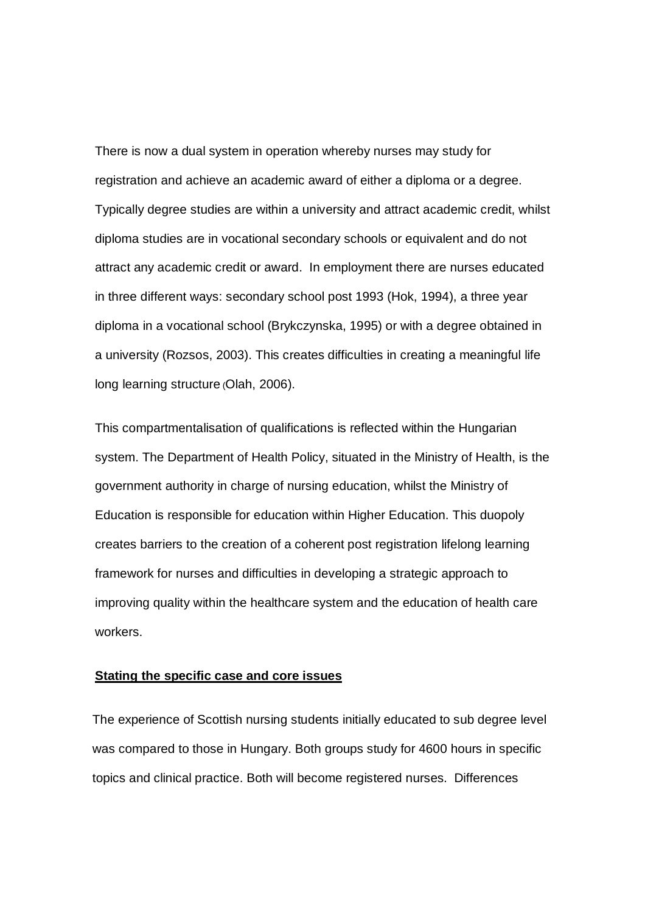There is now a dual system in operation whereby nurses may study for registration and achieve an academic award of either a diploma or a degree. Typically degree studies are within a university and attract academic credit, whilst diploma studies are in vocational secondary schools or equivalent and do not attract any academic credit or award. In employment there are nurses educated in three different ways: secondary school post 1993 (Hok, 1994), a three year diploma in a vocational school (Brykczynska, 1995) or with a degree obtained in a university (Rozsos, 2003). This creates difficulties in creating a meaningful life long learning structure (Olah, 2006).

This compartmentalisation of qualifications is reflected within the Hungarian system. The Department of Health Policy, situated in the Ministry of Health, is the government authority in charge of nursing education, whilst the Ministry of Education is responsible for education within Higher Education. This duopoly creates barriers to the creation of a coherent post registration lifelong learning framework for nurses and difficulties in developing a strategic approach to improving quality within the healthcare system and the education of health care workers.

**Stating the specific case and core issues**

The experience of Scottish nursing students initially educated to sub degree level was compared to those in Hungary. Both groups study for 4600 hours in specific topics and clinical practice. Both will become registered nurses. Differences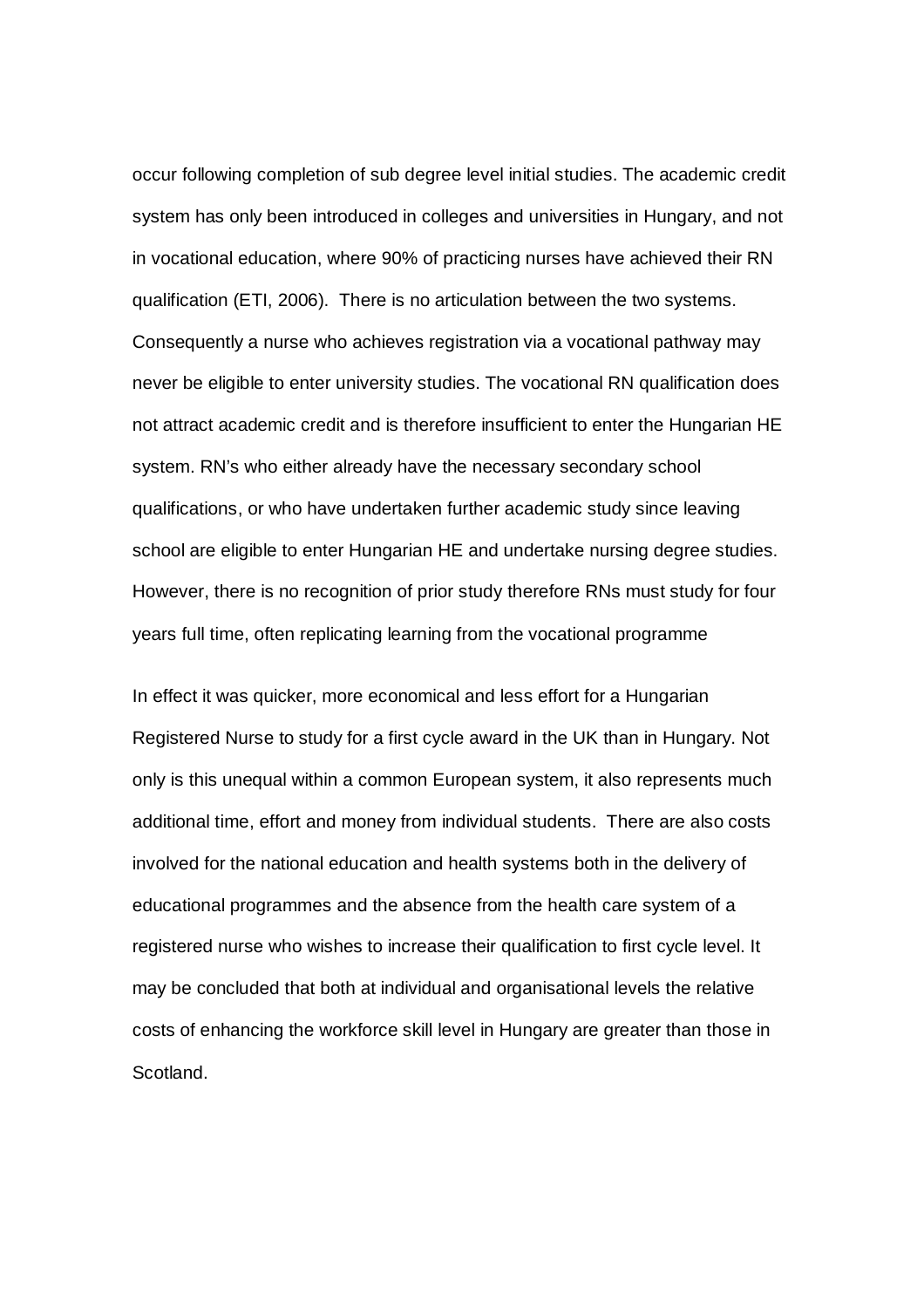occur following completion of sub degree level initial studies. The academic credit system has only been introduced in colleges and universities in Hungary, and not in vocational education, where 90% of practicing nurses have achieved their RN qualification (ETI, 2006). There is no articulation between the two systems. Consequently a nurse who achieves registration via a vocational pathway may never be eligible to enter university studies. The vocational RN qualification does not attract academic credit and is therefore insufficient to enter the Hungarian HE system. RN's who either already have the necessary secondary school qualifications, or who have undertaken further academic study since leaving school are eligible to enter Hungarian HE and undertake nursing degree studies. However, there is no recognition of prior study therefore RNs must study for four years full time, often replicating learning from the vocational programme

In effect it was quicker, more economical and less effort for a Hungarian Registered Nurse to study for a first cycle award in the UK than in Hungary. Not only is this unequal within a common European system, it also represents much additional time, effort and money from individual students. There are also costs involved for the national education and health systems both in the delivery of educational programmes and the absence from the health care system of a registered nurse who wishes to increase their qualification to first cycle level. It may be concluded that both at individual and organisational levels the relative costs of enhancing the workforce skill level in Hungary are greater than those in Scotland.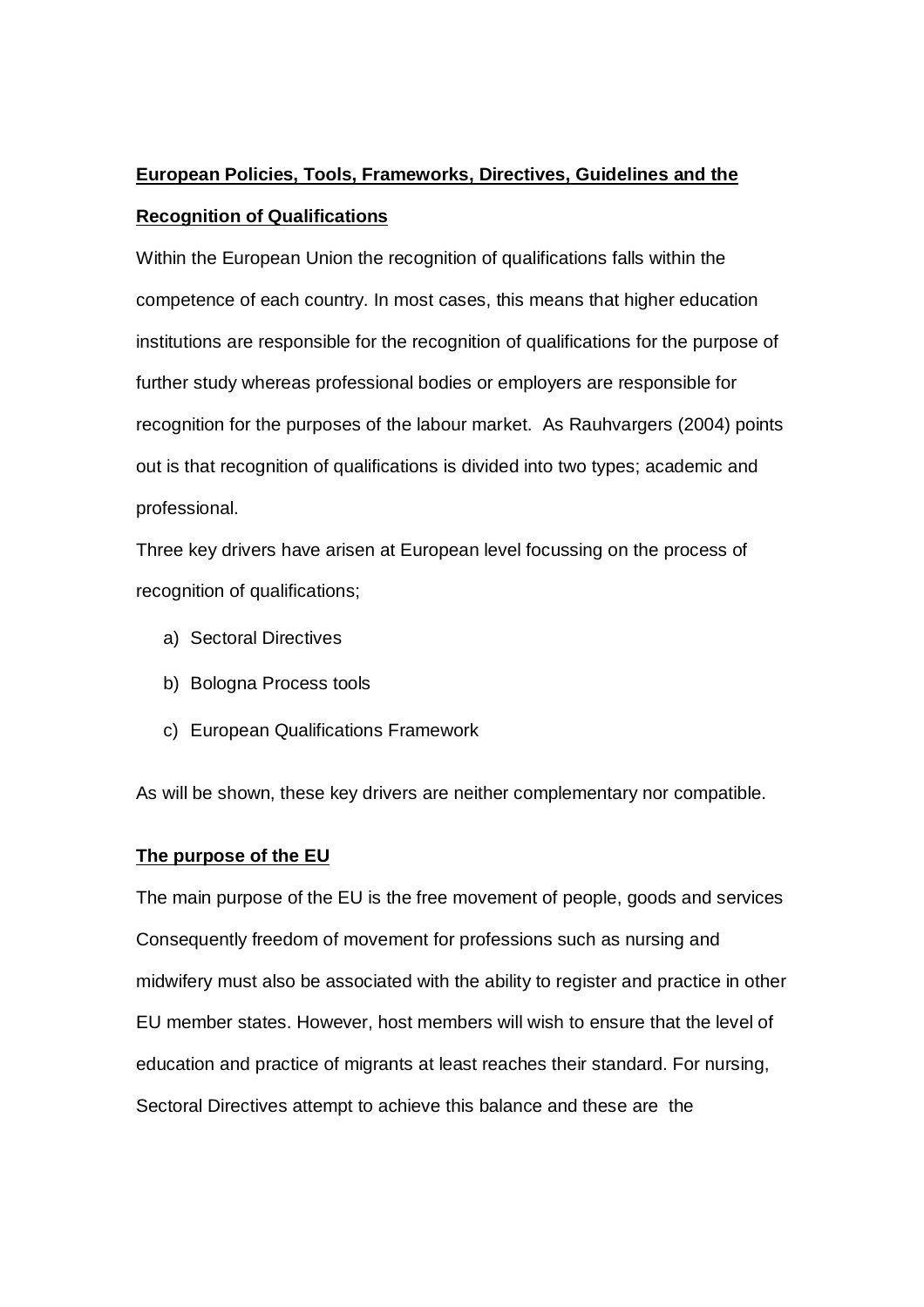## European Policies, Tools, Frameworks, Directives, Guidelines and the Recognition of Qualifications

Within the European Union the recognition of qualifications falls within the competence of each country. In most cases, this means that higher education institutions are responsible for the recognition of qualifications for the purpose of further study whereas professional bodies or employers are responsible for recognition for the purposes of the labour market. As Rauhvargers (2004) points out is that recognition of qualifications is divided into two types; academic and professional.

Three key drivers have arisen at European level focussing on the process of recognition of qualifications;

a) Sectoral Directives
b) Bologna Process tools
c) European Qualifications Framework

As will be shown, these key drivers are neither complementary nor compatible.

## The purpose of the EU

The main purpose of the EU is the free movement of people, goods and services Consequently freedom of movement for professions such as nursing and midwifery must also be associated with the ability to register and practice in other EU member states. However, host members will wish to ensure that the level of education and practice of migrants at least reaches their standard. For nursing, Sectoral Directives attempt to achieve this balance and these are the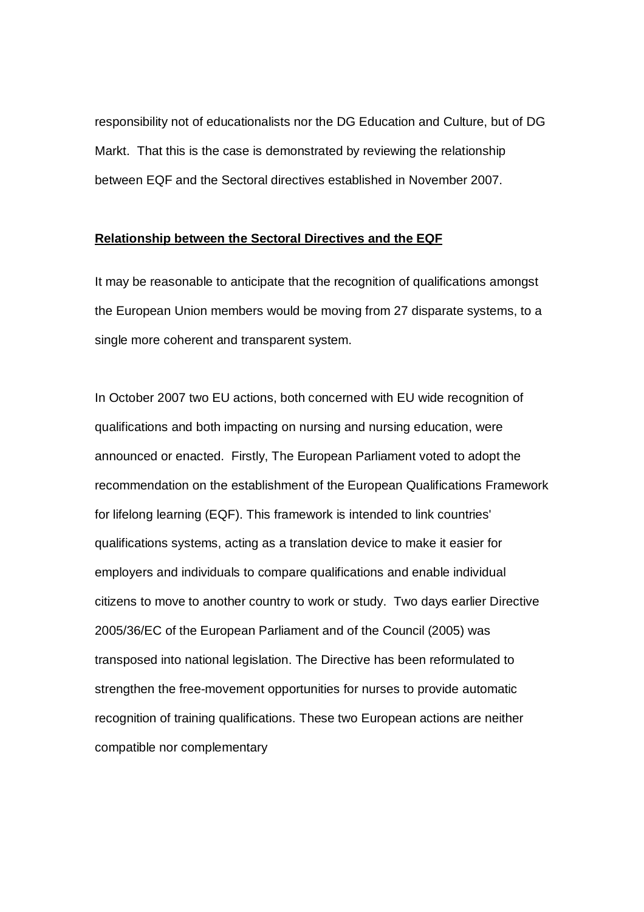responsibility not of educationalists nor the DG Education and Culture, but of DG Markt. That this is the case is demonstrated by reviewing the relationship between EQF and the Sectoral directives established in November 2007.

**Relationship between the Sectoral Directives and the EQF**

It may be reasonable to anticipate that the recognition of qualifications amongst the European Union members would be moving from 27 disparate systems, to a single more coherent and transparent system.

In October 2007 two EU actions, both concerned with EU wide recognition of qualifications and both impacting on nursing and nursing education, were announced or enacted. Firstly, The European Parliament voted to adopt the recommendation on the establishment of the European Qualifications Framework for lifelong learning (EQF). This framework is intended to link countries' qualifications systems, acting as a translation device to make it easier for employers and individuals to compare qualifications and enable individual citizens to move to another country to work or study. Two days earlier Directive 2005/36/EC of the European Parliament and of the Council (2005) was transposed into national legislation. The Directive has been reformulated to strengthen the free-movement opportunities for nurses to provide automatic recognition of training qualifications. These two European actions are neither compatible nor complementary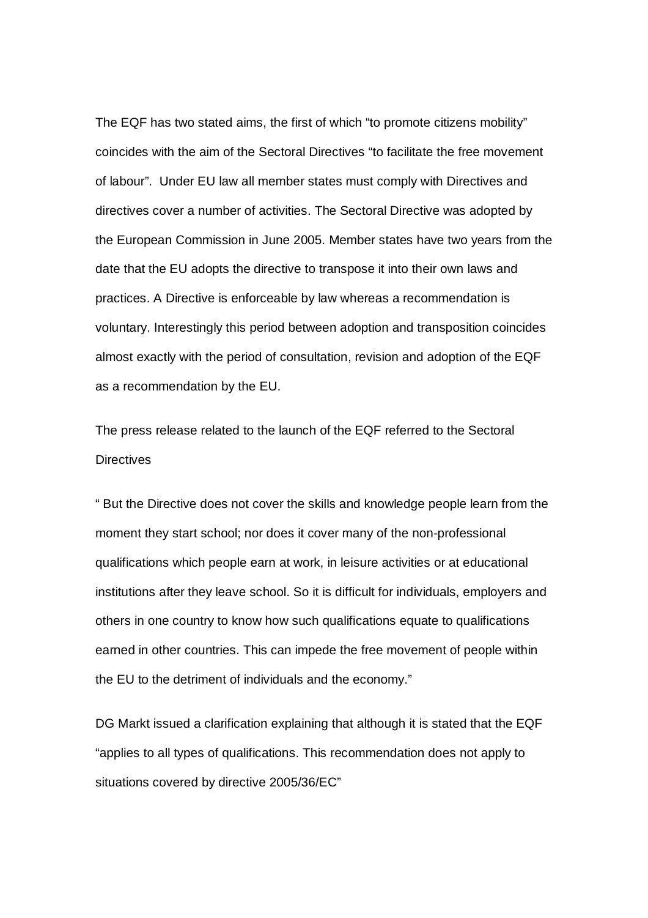The EQF has two stated aims, the first of which “to promote citizens mobility” coincides with the aim of the Sectoral Directives “to facilitate the free movement of labour”. Under EU law all member states must comply with Directives and directives cover a number of activities. The Sectoral Directive was adopted by the European Commission in June 2005. Member states have two years from the date that the EU adopts the directive to transpose it into their own laws and practices. A Directive is enforceable by law whereas a recommendation is voluntary. Interestingly this period between adoption and transposition coincides almost exactly with the period of consultation, revision and adoption of the EQF as a recommendation by the EU.

The press release related to the launch of the EQF referred to the Sectoral Directives

“ But the Directive does not cover the skills and knowledge people learn from the moment they start school; nor does it cover many of the non-professional qualifications which people earn at work, in leisure activities or at educational institutions after they leave school. So it is difficult for individuals, employers and others in one country to know how such qualifications equate to qualifications earned in other countries. This can impede the free movement of people within the EU to the detriment of individuals and the economy.”

DG Markt issued a clarification explaining that although it is stated that the EQF “applies to all types of qualifications. This recommendation does not apply to situations covered by directive 2005/36/EC”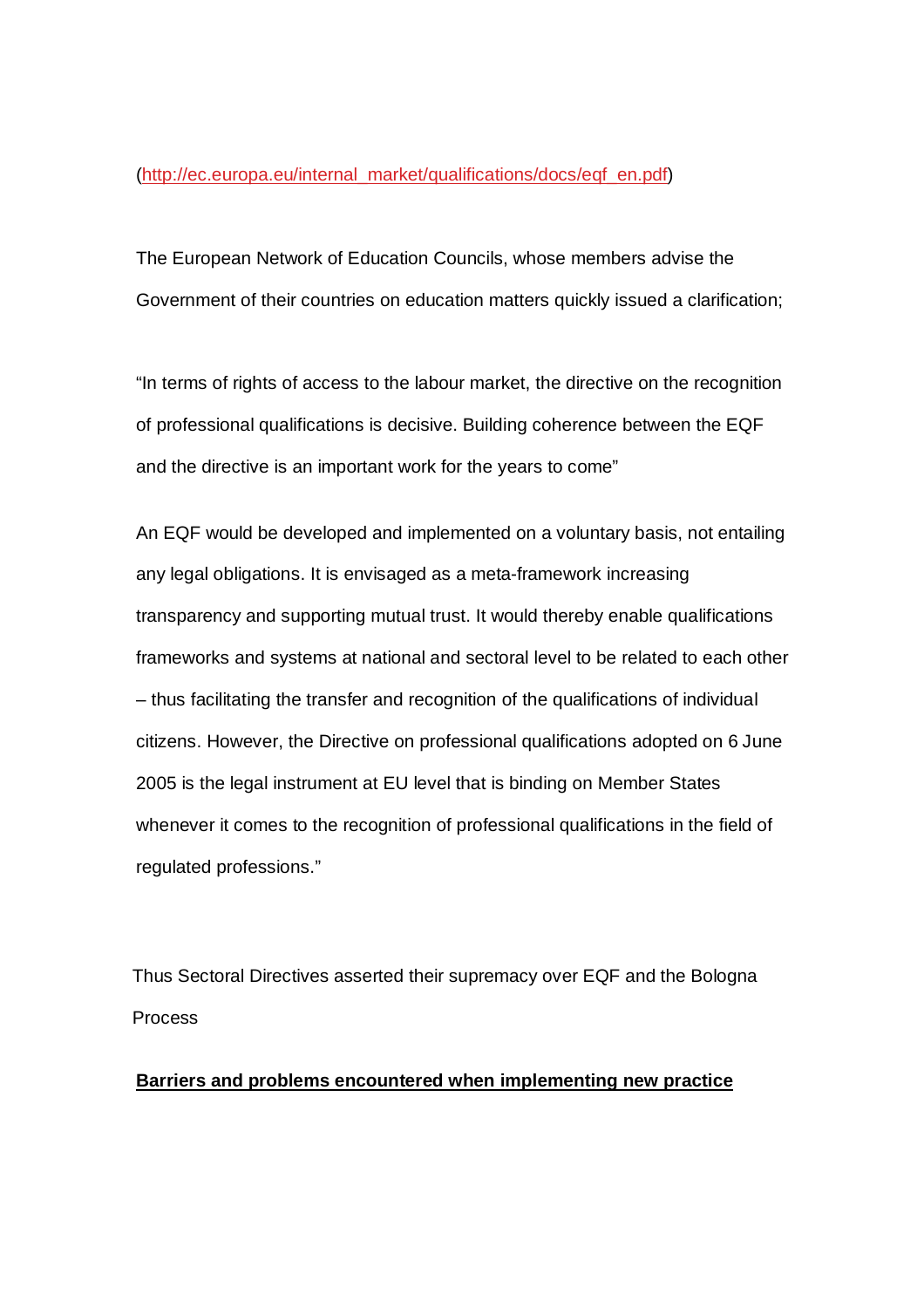(http://ec.europa.eu/internal_market/qualifications/docs/eqf_en.pdf)

The European Network of Education Councils, whose members advise the Government of their countries on education matters quickly issued a clarification;

"In terms of rights of access to the labour market, the directive on the recognition of professional qualifications is decisive. Building coherence between the EQF and the directive is an important work for the years to come"

An EQF would be developed and implemented on a voluntary basis, not entailing any legal obligations. It is envisaged as a meta-framework increasing transparency and supporting mutual trust. It would thereby enable qualifications frameworks and systems at national and sectoral level to be related to each other – thus facilitating the transfer and recognition of the qualifications of individual citizens. However, the Directive on professional qualifications adopted on 6 June 2005 is the legal instrument at EU level that is binding on Member States whenever it comes to the recognition of professional qualifications in the field of regulated professions."

Thus Sectoral Directives asserted their supremacy over EQF and the Bologna Process

**Barriers and problems encountered when implementing new practice**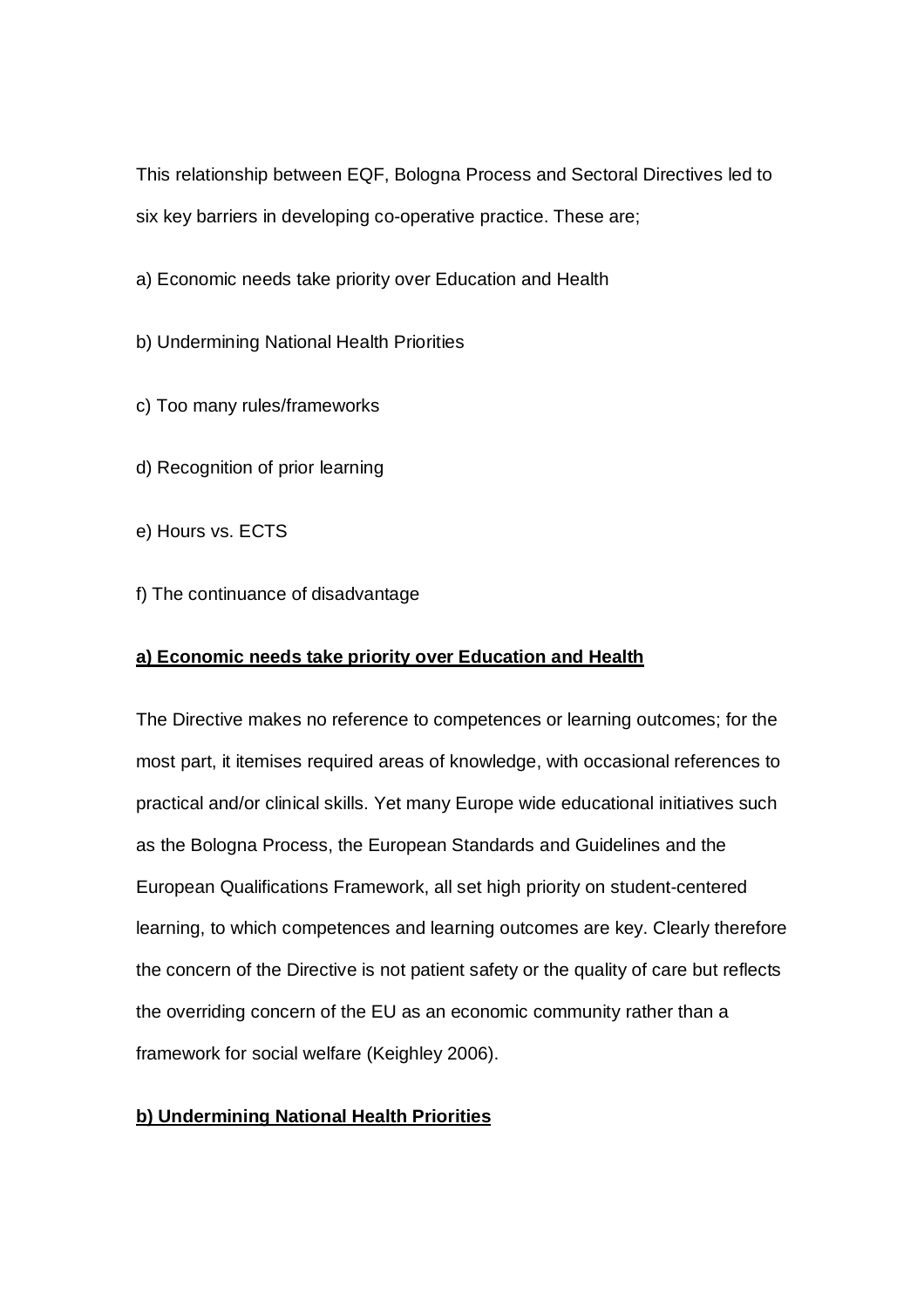This relationship between EQF, Bologna Process and Sectoral Directives led to six key barriers in developing co-operative practice. These are;

a) Economic needs take priority over Education and Health

b) Undermining National Health Priorities

c) Too many rules/frameworks

d) Recognition of prior learning

e) Hours vs. ECTS

f) The continuance of disadvantage

**a) Economic needs take priority over Education and Health**

The Directive makes no reference to competences or learning outcomes; for the most part, it itemises required areas of knowledge, with occasional references to practical and/or clinical skills. Yet many Europe wide educational initiatives such as the Bologna Process, the European Standards and Guidelines and the European Qualifications Framework, all set high priority on student-centered learning, to which competences and learning outcomes are key. Clearly therefore the concern of the Directive is not patient safety or the quality of care but reflects the overriding concern of the EU as an economic community rather than a framework for social welfare (Keighley 2006).

**b) Undermining National Health Priorities**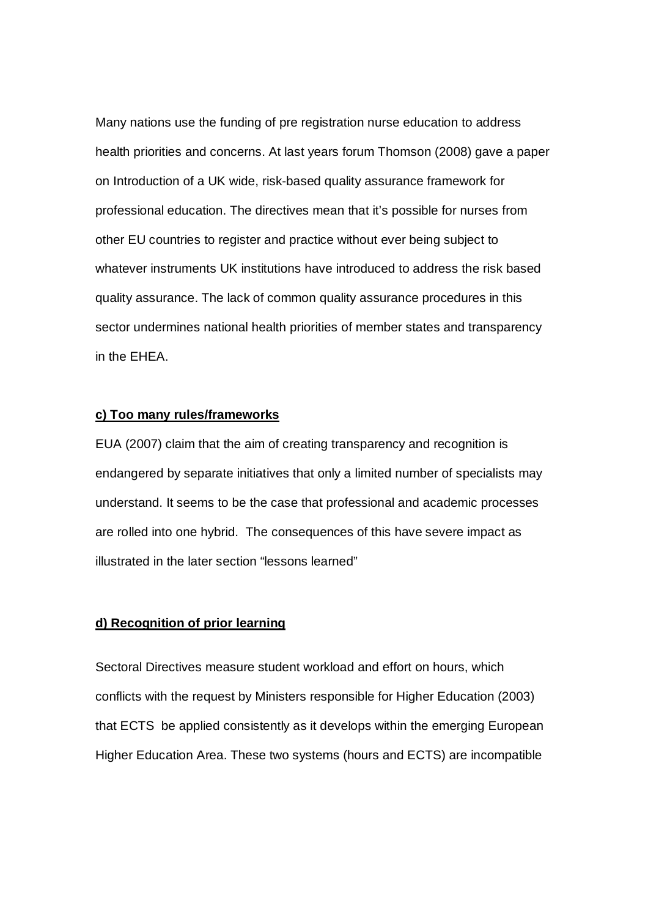Many nations use the funding of pre registration nurse education to address health priorities and concerns. At last years forum Thomson (2008) gave a paper on Introduction of a UK wide, risk-based quality assurance framework for professional education. The directives mean that it's possible for nurses from other EU countries to register and practice without ever being subject to whatever instruments UK institutions have introduced to address the risk based quality assurance. The lack of common quality assurance procedures in this sector undermines national health priorities of member states and transparency in the EHEA.

**c) Too many rules/frameworks**

EUA (2007) claim that the aim of creating transparency and recognition is endangered by separate initiatives that only a limited number of specialists may understand. It seems to be the case that professional and academic processes are rolled into one hybrid. The consequences of this have severe impact as illustrated in the later section "lessons learned"

**d) Recognition of prior learning**

Sectoral Directives measure student workload and effort on hours, which conflicts with the request by Ministers responsible for Higher Education (2003) that ECTS be applied consistently as it develops within the emerging European Higher Education Area. These two systems (hours and ECTS) are incompatible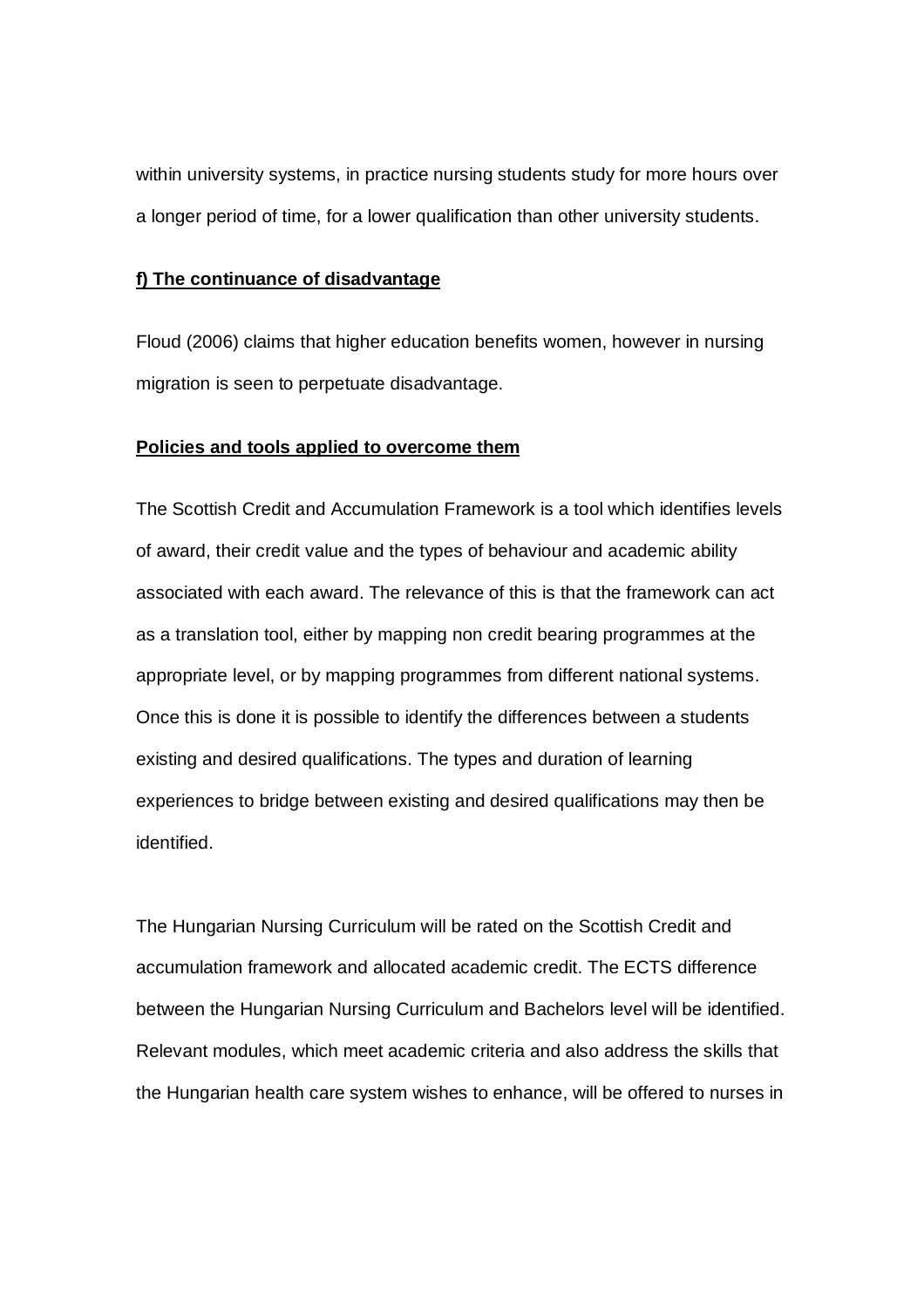within university systems, in practice nursing students study for more hours over a longer period of time, for a lower qualification than other university students.

**f) The continuance of disadvantage**

Floud (2006) claims that higher education benefits women, however in nursing migration is seen to perpetuate disadvantage.

**Policies and tools applied to overcome them**

The Scottish Credit and Accumulation Framework is a tool which identifies levels of award, their credit value and the types of behaviour and academic ability associated with each award. The relevance of this is that the framework can act as a translation tool, either by mapping non credit bearing programmes at the appropriate level, or by mapping programmes from different national systems. Once this is done it is possible to identify the differences between a students existing and desired qualifications. The types and duration of learning experiences to bridge between existing and desired qualifications may then be identified.

The Hungarian Nursing Curriculum will be rated on the Scottish Credit and accumulation framework and allocated academic credit. The ECTS difference between the Hungarian Nursing Curriculum and Bachelors level will be identified. Relevant modules, which meet academic criteria and also address the skills that the Hungarian health care system wishes to enhance, will be offered to nurses in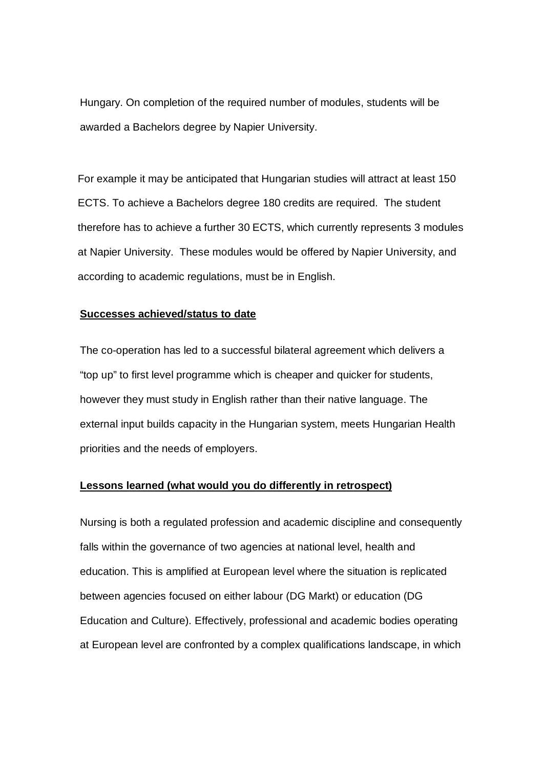Hungary. On completion of the required number of modules, students will be awarded a Bachelors degree by Napier University.

For example it may be anticipated that Hungarian studies will attract at least 150 ECTS. To achieve a Bachelors degree 180 credits are required. The student therefore has to achieve a further 30 ECTS, which currently represents 3 modules at Napier University. These modules would be offered by Napier University, and according to academic regulations, must be in English.

**Successes achieved/status to date**

The co-operation has led to a successful bilateral agreement which delivers a "top up" to first level programme which is cheaper and quicker for students, however they must study in English rather than their native language. The external input builds capacity in the Hungarian system, meets Hungarian Health priorities and the needs of employers.

**Lessons learned (what would you do differently in retrospect)**

Nursing is both a regulated profession and academic discipline and consequently falls within the governance of two agencies at national level, health and education. This is amplified at European level where the situation is replicated between agencies focused on either labour (DG Markt) or education (DG Education and Culture). Effectively, professional and academic bodies operating at European level are confronted by a complex qualifications landscape, in which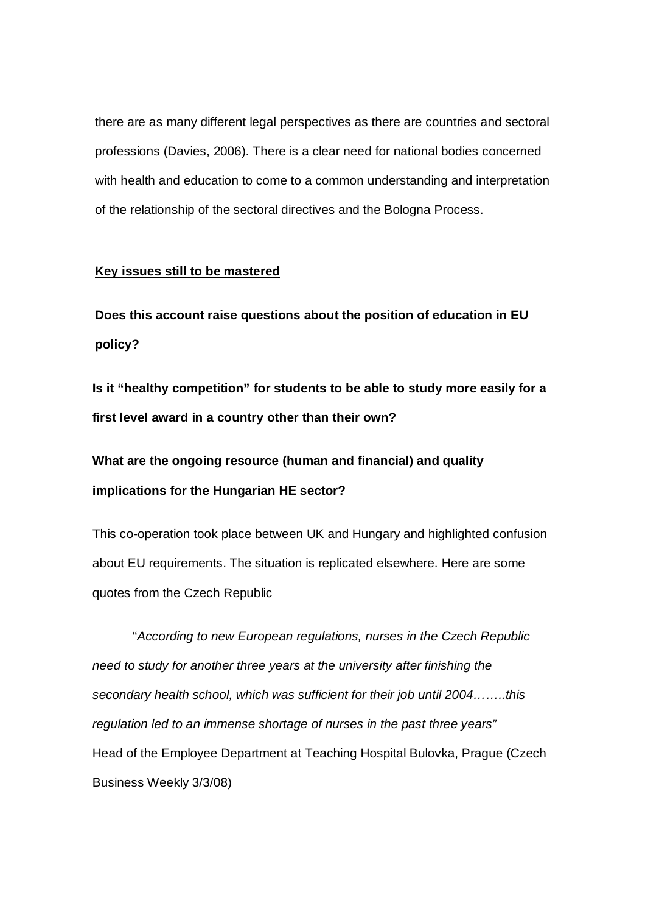there are as many different legal perspectives as there are countries and sectoral professions (Davies, 2006). There is a clear need for national bodies concerned with health and education to come to a common understanding and interpretation of the relationship of the sectoral directives and the Bologna Process.

**Key issues still to be mastered**

**Does this account raise questions about the position of education in EU policy?**

**Is it "healthy competition" for students to be able to study more easily for a first level award in a country other than their own?**

**What are the ongoing resource (human and financial) and quality implications for the Hungarian HE sector?**

This co-operation took place between UK and Hungary and highlighted confusion about EU requirements. The situation is replicated elsewhere. Here are some quotes from the Czech Republic

> "*According to new European regulations, nurses in the Czech Republic need to study for another three years at the university after finishing the secondary health school, which was sufficient for their job until 2004……..this regulation led to an immense shortage of nurses in the past three years"*
> Head of the Employee Department at Teaching Hospital Bulovka, Prague (Czech Business Weekly 3/3/08)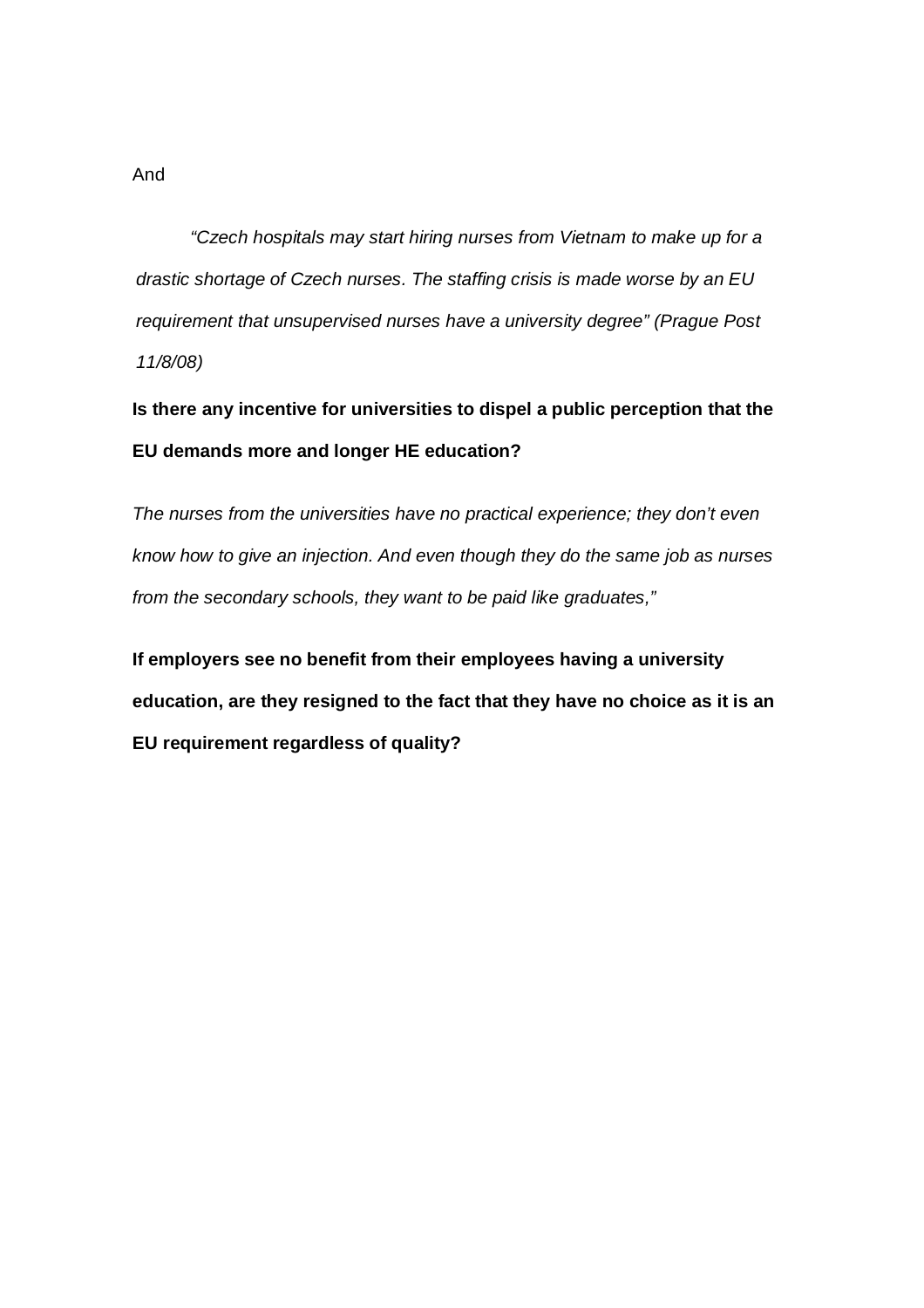And

> *"Czech hospitals may start hiring nurses from Vietnam to make up for a drastic shortage of Czech nurses. The staffing crisis is made worse by an EU requirement that unsupervised nurses have a university degree" (Prague Post 11/8/08)*

**Is there any incentive for universities to dispel a public perception that the EU demands more and longer HE education?**

*The nurses from the universities have no practical experience; they don't even know how to give an injection. And even though they do the same job as nurses from the secondary schools, they want to be paid like graduates,"*

**If employers see no benefit from their employees having a university education, are they resigned to the fact that they have no choice as it is an EU requirement regardless of quality?**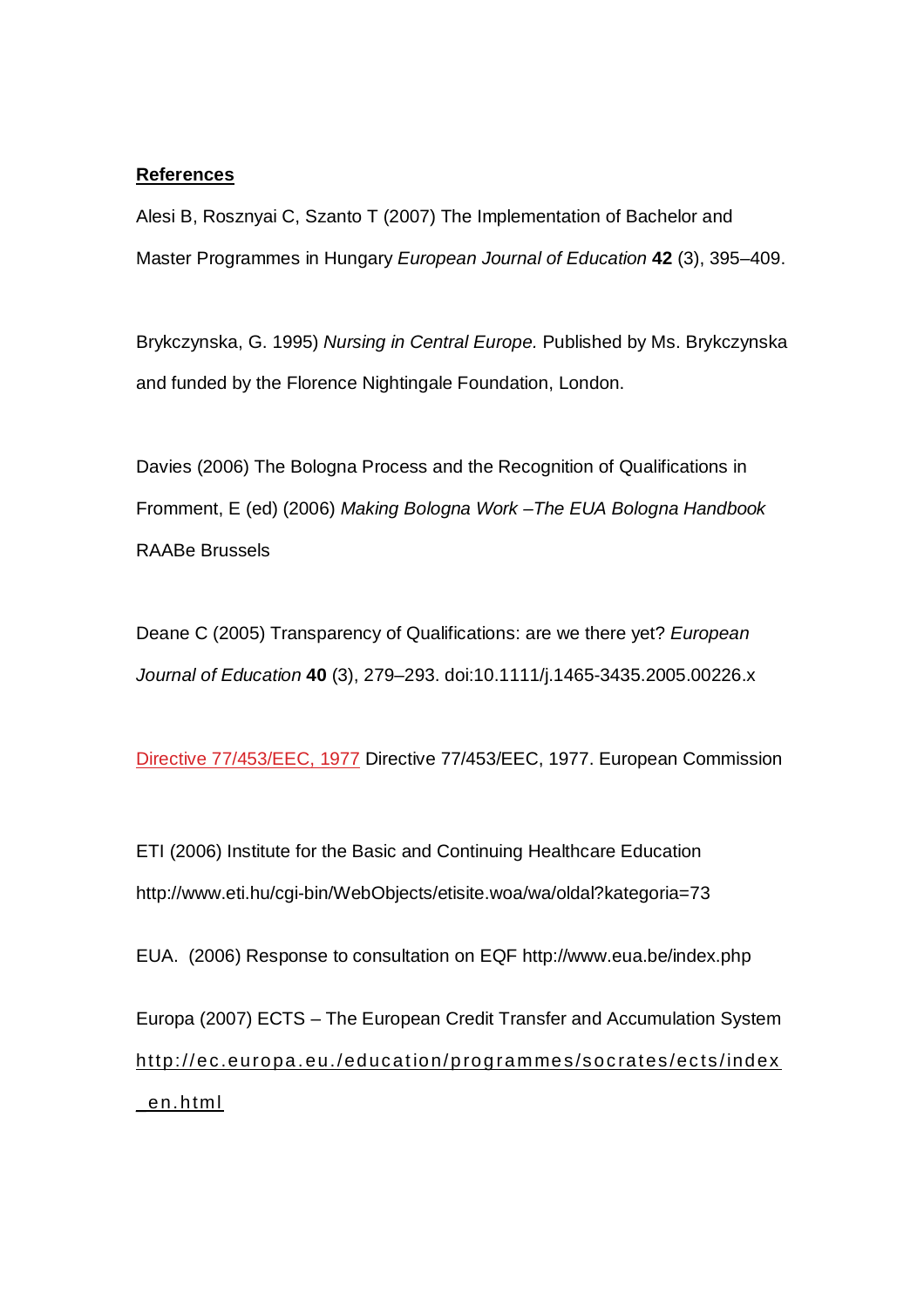**References**

Alesi B, Rosznyai C, Szanto T (2007) The Implementation of Bachelor and Master Programmes in Hungary *European Journal of Education* **42** (3), 395–409.

Brykczynska, G. 1995) *Nursing in Central Europe.* Published by Ms. Brykczynska and funded by the Florence Nightingale Foundation, London.

Davies (2006) The Bologna Process and the Recognition of Qualifications in Fromment, E (ed) (2006) *Making Bologna Work –The EUA Bologna Handbook* RAABe Brussels

Deane C (2005) Transparency of Qualifications: are we there yet? *European Journal of Education* **40** (3), 279–293. doi:10.1111/j.1465-3435.2005.00226.x

Directive 77/453/EEC, 1977 Directive 77/453/EEC, 1977. European Commission

ETI (2006) Institute for the Basic and Continuing Healthcare Education http://www.eti.hu/cgi-bin/WebObjects/etisite.woa/wa/oldal?kategoria=73

EUA. (2006) Response to consultation on EQF http://www.eua.be/index.php

Europa (2007) ECTS – The European Credit Transfer and Accumulation System http://ec.europa.eu./education/programmes/socrates/ects/index_en.html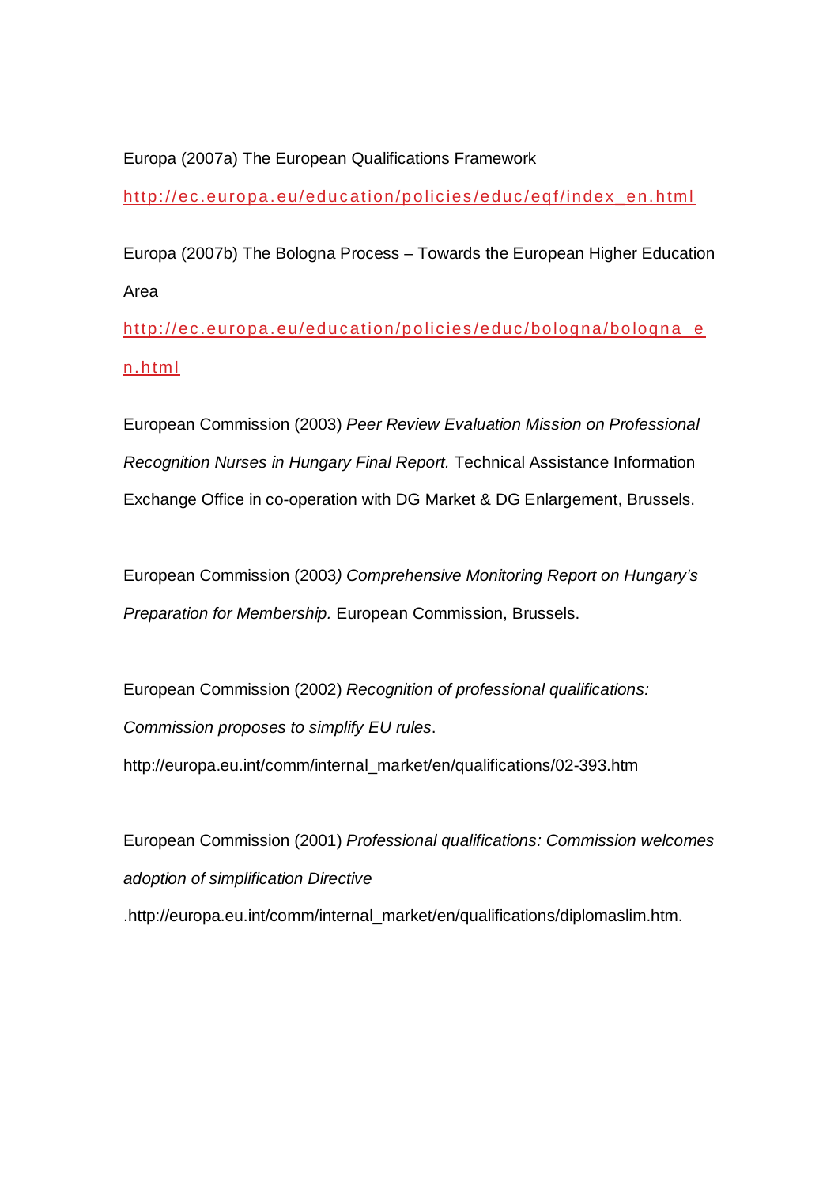Europa (2007a) The European Qualifications Framework

http://ec.europa.eu/education/policies/educ/eqf/index_en.html

Europa (2007b) The Bologna Process – Towards the European Higher Education Area

http://ec.europa.eu/education/policies/educ/bologna/bologna_en.html

European Commission (2003) *Peer Review Evaluation Mission on Professional Recognition Nurses in Hungary Final Report.* Technical Assistance Information Exchange Office in co-operation with DG Market & DG Enlargement, Brussels.

European Commission (2003*) Comprehensive Monitoring Report on Hungary's Preparation for Membership.* European Commission, Brussels.

European Commission (2002) *Recognition of professional qualifications: Commission proposes to simplify EU rules*.

http://europa.eu.int/comm/internal_market/en/qualifications/02-393.htm

European Commission (2001) *Professional qualifications: Commission welcomes adoption of simplification Directive*

.http://europa.eu.int/comm/internal_market/en/qualifications/diplomaslim.htm.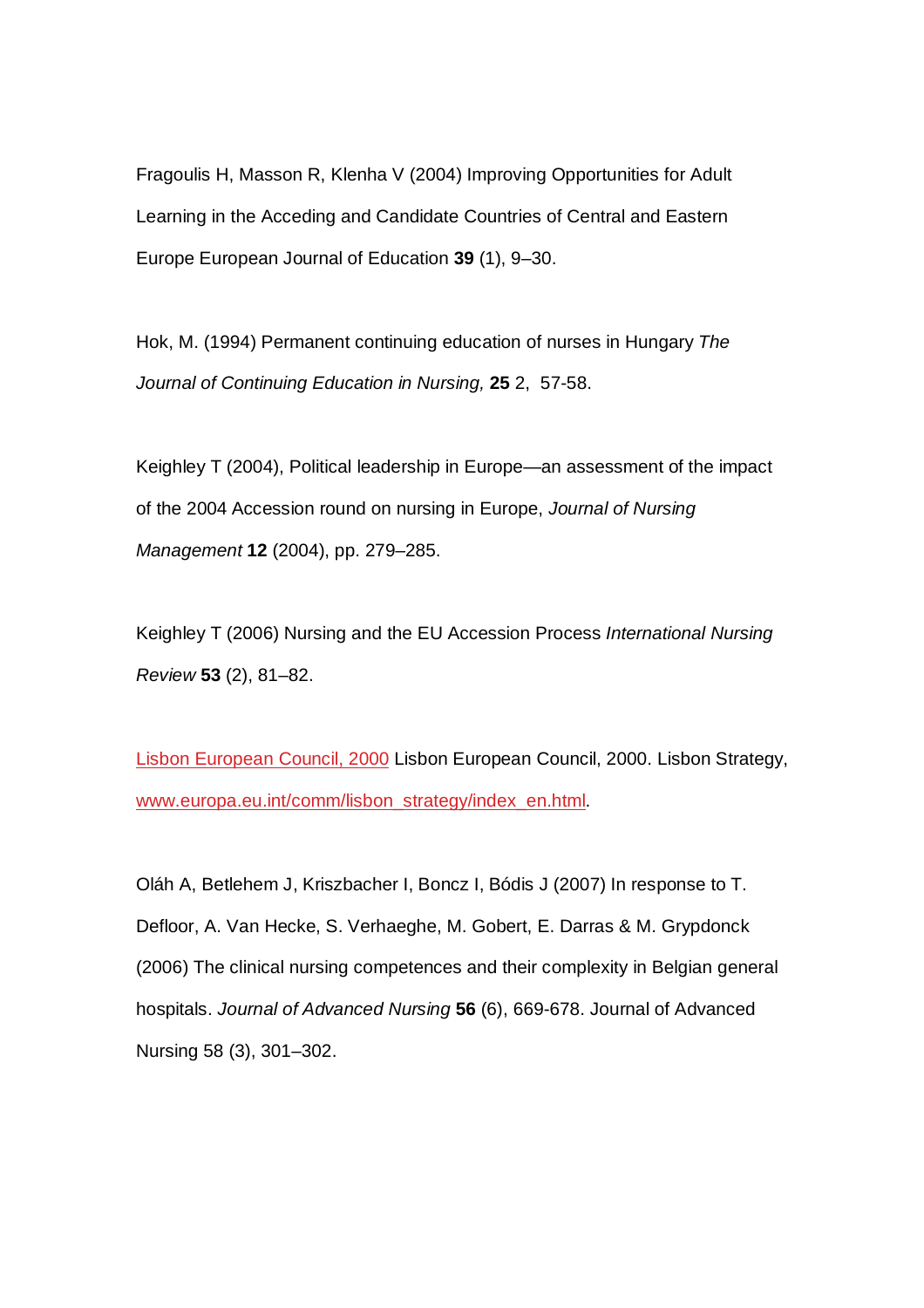Fragoulis H, Masson R, Klenha V (2004) Improving Opportunities for Adult Learning in the Acceding and Candidate Countries of Central and Eastern Europe European Journal of Education **39** (1), 9–30.

Hok, M. (1994) Permanent continuing education of nurses in Hungary *The Journal of Continuing Education in Nursing,* **25** 2, 57-58.

Keighley T (2004), Political leadership in Europe—an assessment of the impact of the 2004 Accession round on nursing in Europe, *Journal of Nursing Management* **12** (2004), pp. 279–285.

Keighley T (2006) Nursing and the EU Accession Process *International Nursing Review* **53** (2), 81–82.

Lisbon European Council, 2000 Lisbon European Council, 2000. Lisbon Strategy, www.europa.eu.int/comm/lisbon_strategy/index_en.html.

Oláh A, Betlehem J, Kriszbacher I, Boncz I, Bódis J (2007) In response to T. Defloor, A. Van Hecke, S. Verhaeghe, M. Gobert, E. Darras & M. Grypdonck (2006) The clinical nursing competences and their complexity in Belgian general hospitals. *Journal of Advanced Nursing* **56** (6), 669-678. Journal of Advanced Nursing 58 (3), 301–302.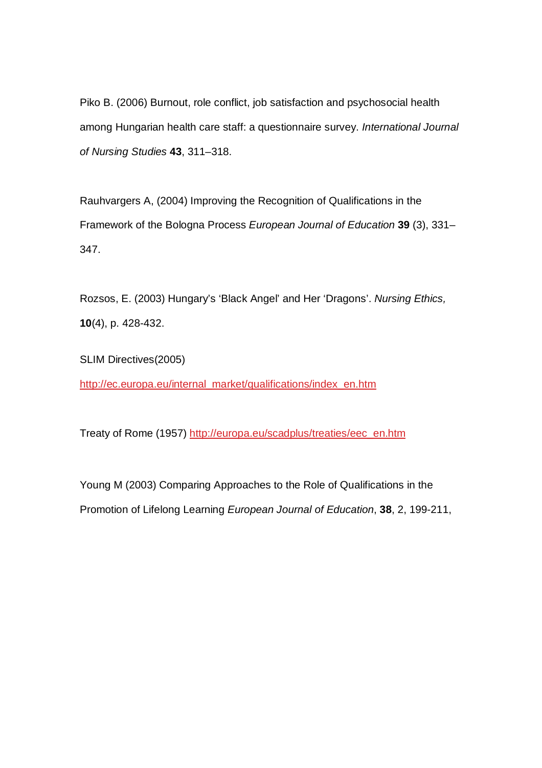Piko B. (2006) Burnout, role conflict, job satisfaction and psychosocial health among Hungarian health care staff: a questionnaire survey. *International Journal of Nursing Studies* **43**, 311–318.

Rauhvargers A, (2004) Improving the Recognition of Qualifications in the Framework of the Bologna Process *European Journal of Education* **39** (3), 331–347.

Rozsos, E. (2003) Hungary's 'Black Angel' and Her 'Dragons'. *Nursing Ethics,* **10**(4), p. 428-432.

SLIM Directives(2005)

http://ec.europa.eu/internal_market/qualifications/index_en.htm

Treaty of Rome (1957) http://europa.eu/scadplus/treaties/eec_en.htm

Young M (2003) Comparing Approaches to the Role of Qualifications in the Promotion of Lifelong Learning *European Journal of Education*, **38**, 2, 199-211,